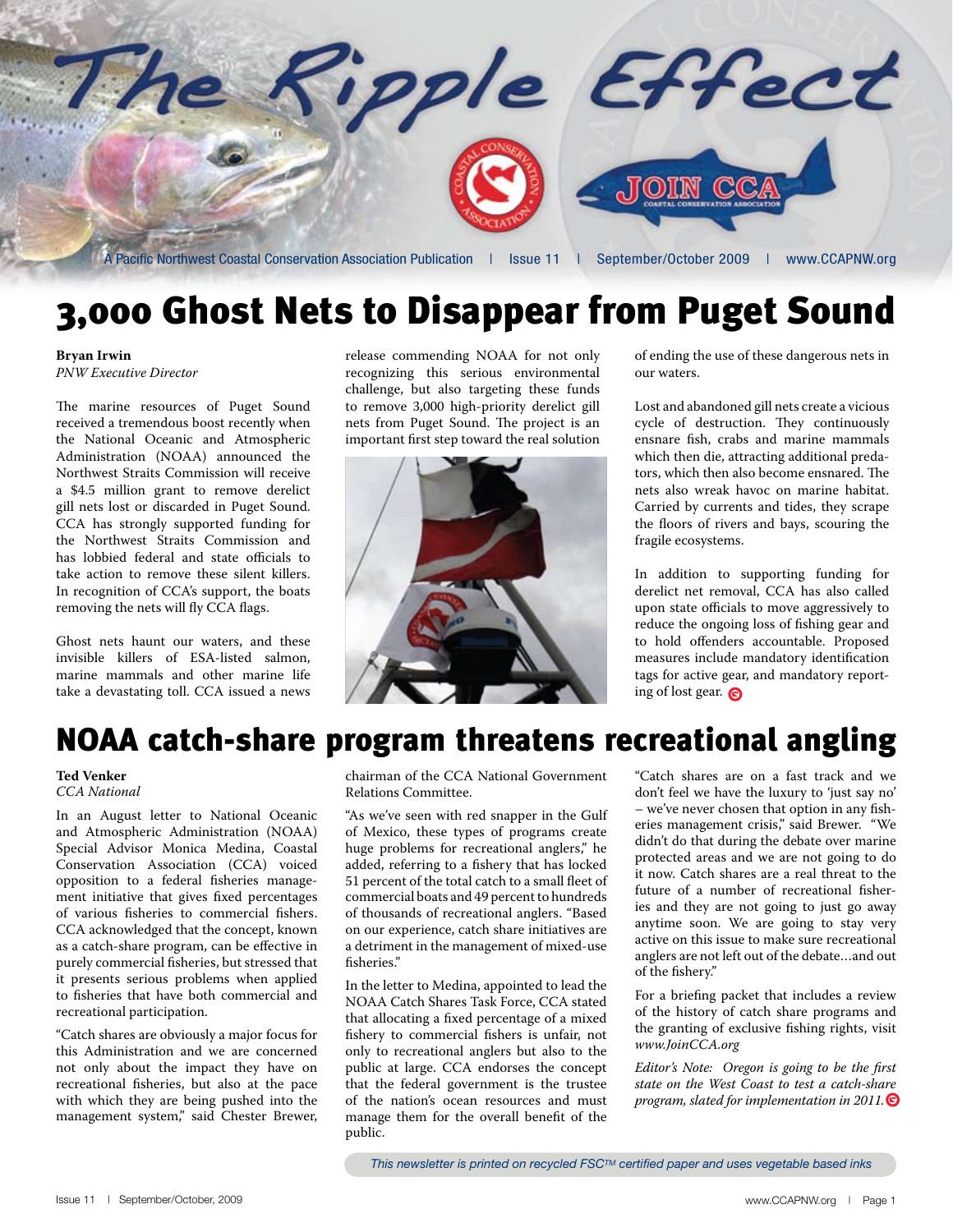# The Ripple Effect

A Pacific Northwest Coastal Conservation Association Publication | Issue 11 | September/October 2009 | www.CCAPNW.org

## 3,000 Ghost Nets to Disappear from Puget Sound

**Bryan Irwin**
*PNW Executive Director*

The marine resources of Puget Sound received a tremendous boost recently when the National Oceanic and Atmospheric Administration (NOAA) announced the Northwest Straits Commission will receive a $4.5 million grant to remove derelict gill nets lost or discarded in Puget Sound. CCA has strongly supported funding for the Northwest Straits Commission and has lobbied federal and state officials to take action to remove these silent killers. In recognition of CCA's support, the boats removing the nets will fly CCA flags.

Ghost nets haunt our waters, and these invisible killers of ESA-listed salmon, marine mammals and other marine life take a devastating toll. CCA issued a news release commending NOAA for not only recognizing this serious environmental challenge, but also targeting these funds to remove 3,000 high-priority derelict gill nets from Puget Sound. The project is an important first step toward the real solution of ending the use of these dangerous nets in our waters.

Lost and abandoned gill nets create a vicious cycle of destruction. They continuously ensnare fish, crabs and marine mammals which then die, attracting additional predators, which then also become ensnared. The nets also wreak havoc on marine habitat. Carried by currents and tides, they scrape the floors of rivers and bays, scouring the fragile ecosystems.

In addition to supporting funding for derelict net removal, CCA has also called upon state officials to move aggressively to reduce the ongoing loss of fishing gear and to hold offenders accountable. Proposed measures include mandatory identification tags for active gear, and mandatory reporting of lost gear.

## NOAA catch-share program threatens recreational angling

**Ted Venker**
*CCA National*

In an August letter to National Oceanic and Atmospheric Administration (NOAA) Special Advisor Monica Medina, Coastal Conservation Association (CCA) voiced opposition to a federal fisheries management initiative that gives fixed percentages of various fisheries to commercial fishers. CCA acknowledged that the concept, known as a catch-share program, can be effective in purely commercial fisheries, but stressed that it presents serious problems when applied to fisheries that have both commercial and recreational participation.

"Catch shares are obviously a major focus for this Administration and we are concerned not only about the impact they have on recreational fisheries, but also at the pace with which they are being pushed into the management system," said Chester Brewer, chairman of the CCA National Government Relations Committee.

"As we've seen with red snapper in the Gulf of Mexico, these types of programs create huge problems for recreational anglers," he added, referring to a fishery that has locked 51 percent of the total catch to a small fleet of commercial boats and 49 percent to hundreds of thousands of recreational anglers. "Based on our experience, catch share initiatives are a detriment in the management of mixed-use fisheries."

In the letter to Medina, appointed to lead the NOAA Catch Shares Task Force, CCA stated that allocating a fixed percentage of a mixed fishery to commercial fishers is unfair, not only to recreational anglers but also to the public at large. CCA endorses the concept that the federal government is the trustee of the nation's ocean resources and must manage them for the overall benefit of the public.

"Catch shares are on a fast track and we don't feel we have the luxury to 'just say no' – we've never chosen that option in any fisheries management crisis," said Brewer. "We didn't do that during the debate over marine protected areas and we are not going to do it now. Catch shares are a real threat to the future of a number of recreational fisheries and they are not going to just go away anytime soon. We are going to stay very active on this issue to make sure recreational anglers are not left out of the debate…and out of the fishery."

For a briefing packet that includes a review of the history of catch share programs and the granting of exclusive fishing rights, visit *www.JoinCCA.org*

*Editor's Note: Oregon is going to be the first state on the West Coast to test a catch-share program, slated for implementation in 2011.*

*This newsletter is printed on recycled FSC™ certified paper and uses vegetable based inks*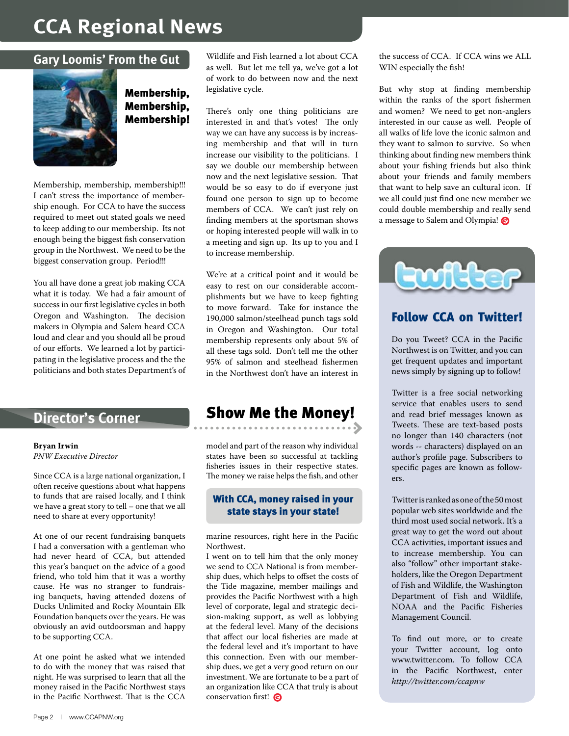# CCA Regional News

## Gary Loomis' From the Gut

### Membership, Membership, Membership!

Membership, membership, membership!!! I can't stress the importance of membership enough. For CCA to have the success required to meet out stated goals we need to keep adding to our membership. Its not enough being the biggest fish conservation group in the Northwest. We need to be the biggest conservation group. Period!!!

You all have done a great job making CCA what it is today. We had a fair amount of success in our first legislative cycles in both Oregon and Washington. The decision makers in Olympia and Salem heard CCA loud and clear and you should all be proud of our efforts. We learned a lot by participating in the legislative process and the the politicians and both states Department's of Wildlife and Fish learned a lot about CCA as well. But let me tell ya, we've got a lot of work to do between now and the next legislative cycle.

There's only one thing politicians are interested in and that's votes! The only way we can have any success is by increasing membership and that will in turn increase our visibility to the politicians. I say we double our membership between now and the next legislative session. That would be so easy to do if everyone just found one person to sign up to become members of CCA. We can't just rely on finding members at the sportsman shows or hoping interested people will walk in to a meeting and sign up. Its up to you and I to increase membership.

We're at a critical point and it would be easy to rest on our considerable accomplishments but we have to keep fighting to move forward. Take for instance the 190,000 salmon/steelhead punch tags sold in Oregon and Washington. Our total membership represents only about 5% of all these tags sold. Don't tell me the other 95% of salmon and steelhead fishermen in the Northwest don't have an interest in the success of CCA. If CCA wins we ALL WIN especially the fish!

But why stop at finding membership within the ranks of the sport fishermen and women? We need to get non-anglers interested in our cause as well. People of all walks of life love the iconic salmon and they want to salmon to survive. So when thinking about finding new members think about your fishing friends but also think about your friends and family members that want to help save an cultural icon. If we all could just find one new member we could double membership and really send a message to Salem and Olympia!

## Director's Corner

### Show Me the Money!

**Bryan Irwin**
*PNW Executive Director*

Since CCA is a large national organization, I often receive questions about what happens to funds that are raised locally, and I think we have a great story to tell – one that we all need to share at every opportunity!

At one of our recent fundraising banquets I had a conversation with a gentleman who had never heard of CCA, but attended this year's banquet on the advice of a good friend, who told him that it was a worthy cause. He was no stranger to fundraising banquets, having attended dozens of Ducks Unlimited and Rocky Mountain Elk Foundation banquets over the years. He was obviously an avid outdoorsman and happy to be supporting CCA.

At one point he asked what we intended to do with the money that was raised that night. He was surprised to learn that all the money raised in the Pacific Northwest stays in the Pacific Northwest. That is the CCA model and part of the reason why individual states have been so successful at tackling fisheries issues in their respective states. The money we raise helps the fish, and other marine resources, right here in the Pacific Northwest.

**With CCA, money raised in your state stays in your state!**

I went on to tell him that the only money we send to CCA National is from membership dues, which helps to offset the costs of the Tide magazine, member mailings and provides the Pacific Northwest with a high level of corporate, legal and strategic decision-making support, as well as lobbying at the federal level. Many of the decisions that affect our local fisheries are made at the federal level and it's important to have this connection. Even with our membership dues, we get a very good return on our investment. We are fortunate to be a part of an organization like CCA that truly is about conservation first!

## twitter

### Follow CCA on Twitter!

Do you Tweet? CCA in the Pacific Northwest is on Twitter, and you can get frequent updates and important news simply by signing up to follow!

Twitter is a free social networking service that enables users to send and read brief messages known as Tweets. These are text-based posts no longer than 140 characters (not words -- characters) displayed on an author's profile page. Subscribers to specific pages are known as followers.

Twitter is ranked as one of the 50 most popular web sites worldwide and the third most used social network. It's a great way to get the word out about CCA activities, important issues and to increase membership. You can also "follow" other important stakeholders, like the Oregon Department of Fish and Wildlife, the Washington Department of Fish and Wildlife, NOAA and the Pacific Fisheries Management Council.

To find out more, or to create your Twitter account, log onto www.twitter.com. To follow CCA in the Pacific Northwest, enter *http://twitter.com/ccapnw*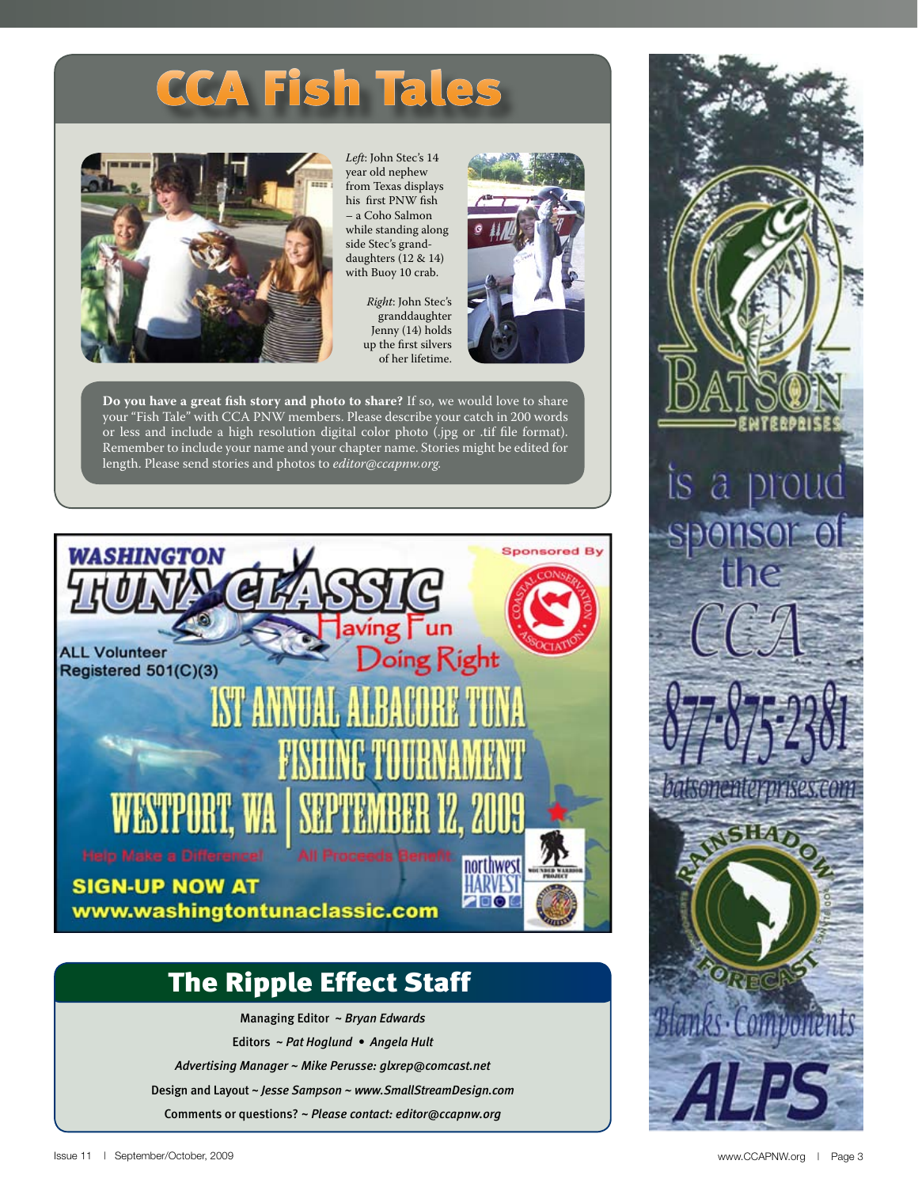# CCA Fish Tales

*Left*: John Stec's 14 year old nephew from Texas displays his first PNW fish – a Coho Salmon while standing along side Stec's grand-daughters (12 & 14) with Buoy 10 crab.

*Right*: John Stec's granddaughter Jenny (14) holds up the first silvers of her lifetime.

**Do you have a great fish story and photo to share?** If so, we would love to share your "Fish Tale" with CCA PNW members. Please describe your catch in 200 words or less and include a high resolution digital color photo (.jpg or .tif file format). Remember to include your name and your chapter name. Stories might be edited for length. Please send stories and photos to *editor@ccapnw.org.*

WASHINGTON TUNA CLASSIC

Having Fun Doing Right

Sponsored By Coastal Conservation Association

ALL Volunteer Registered 501(C)(3)

1ST ANNUAL ALBACORE TUNA FISHING TOURNAMENT

WESTPORT, WA | SEPTEMBER 12, 2009

Help Make a Difference! All Proceeds Benefit: Northwest Harvest, Wounded Warrior Project

SIGN-UP NOW AT www.washingtontunaclassic.com

## The Ripple Effect Staff

Managing Editor ~ *Bryan Edwards*

Editors ~ *Pat Hoglund • Angela Hult*

*Advertising Manager ~ Mike Perusse: glxrep@comcast.net*

Design and Layout ~ *Jesse Sampson ~ www.SmallStreamDesign.com*

Comments or questions? ~ *Please contact: editor@ccapnw.org*

BATSON ENTERPRISES is a proud sponsor of the CCA

877-875-2381

batsonenterprises.com

RAINSHADOW FORECAST

Blanks · Components

ALPS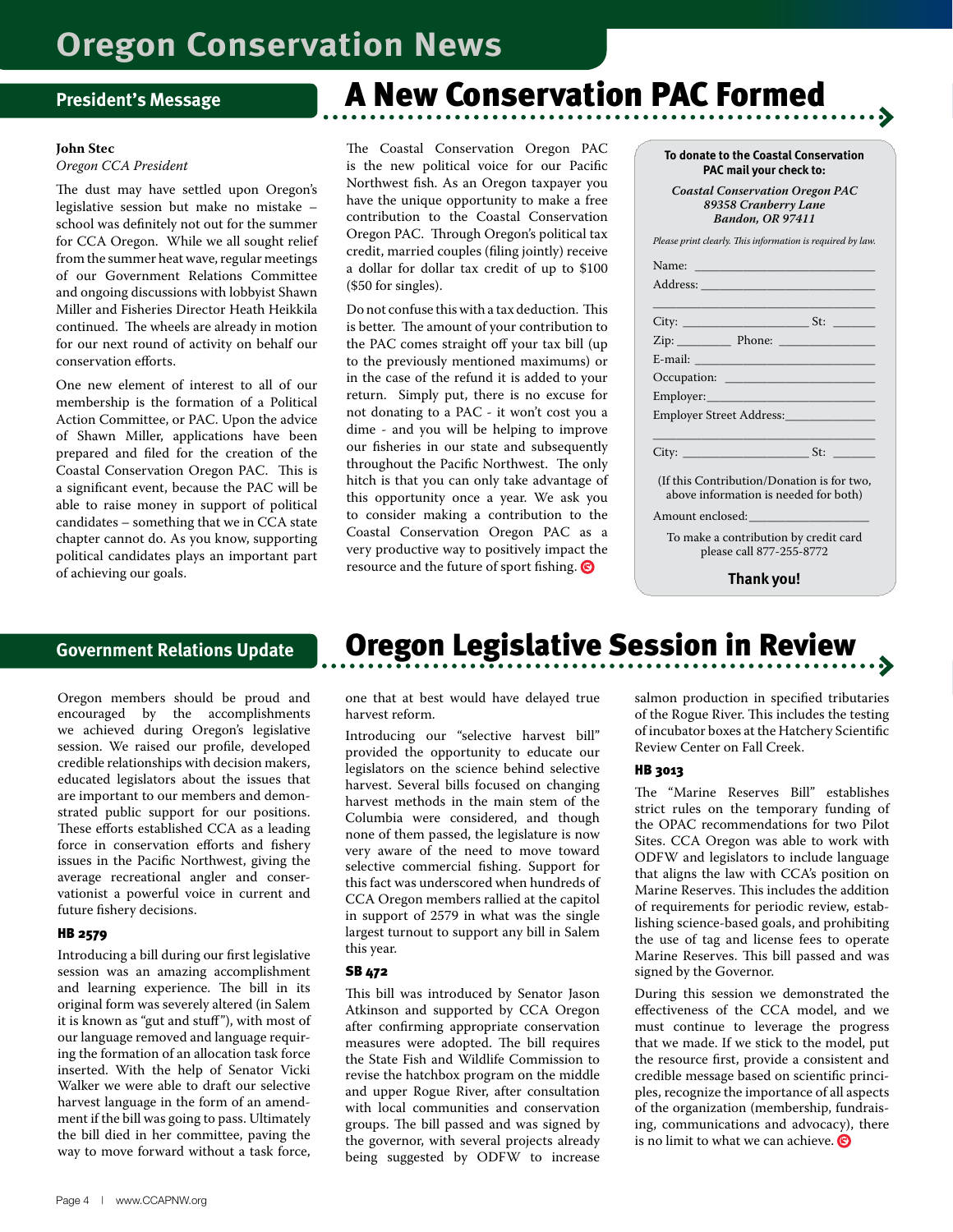# Oregon Conservation News

## President's Message

**John Stec**
*Oregon CCA President*

The dust may have settled upon Oregon's legislative session but make no mistake – school was definitely not out for the summer for CCA Oregon. While we all sought relief from the summer heat wave, regular meetings of our Government Relations Committee and ongoing discussions with lobbyist Shawn Miller and Fisheries Director Heath Heikkila continued. The wheels are already in motion for our next round of activity on behalf our conservation efforts.

One new element of interest to all of our membership is the formation of a Political Action Committee, or PAC. Upon the advice of Shawn Miller, applications have been prepared and filed for the creation of the Coastal Conservation Oregon PAC. This is a significant event, because the PAC will be able to raise money in support of political candidates – something that we in CCA state chapter cannot do. As you know, supporting political candidates plays an important part of achieving our goals.

## A New Conservation PAC Formed

The Coastal Conservation Oregon PAC is the new political voice for our Pacific Northwest fish. As an Oregon taxpayer you have the unique opportunity to make a free contribution to the Coastal Conservation Oregon PAC. Through Oregon's political tax credit, married couples (filing jointly) receive a dollar for dollar tax credit of up to $100 ($50 for singles).

Do not confuse this with a tax deduction. This is better. The amount of your contribution to the PAC comes straight off your tax bill (up to the previously mentioned maximums) or in the case of the refund it is added to your return. Simply put, there is no excuse for not donating to a PAC - it won't cost you a dime - and you will be helping to improve our fisheries in our state and subsequently throughout the Pacific Northwest. The only hitch is that you can only take advantage of this opportunity once a year. We ask you to consider making a contribution to the Coastal Conservation Oregon PAC as a very productive way to positively impact the resource and the future of sport fishing.

**To donate to the Coastal Conservation PAC mail your check to:**

***Coastal Conservation Oregon PAC***
***89358 Cranberry Lane***
***Bandon, OR 97411***

*Please print clearly. This information is required by law.*

Name: ______________________________
Address: ____________________________
____________________________________
City: ____________________ St: _______
Zip: ________ Phone: ________________
E-mail: ______________________________
Occupation: __________________________
Employer: ____________________________
Employer Street Address: _______________
____________________________________
City: ____________________ St: _______

(If this Contribution/Donation is for two, above information is needed for both)

Amount enclosed: ___________________

To make a contribution by credit card please call 877-255-8772

**Thank you!**

## Government Relations Update

## Oregon Legislative Session in Review

Oregon members should be proud and encouraged by the accomplishments we achieved during Oregon's legislative session. We raised our profile, developed credible relationships with decision makers, educated legislators about the issues that are important to our members and demonstrated public support for our positions. These efforts established CCA as a leading force in conservation efforts and fishery issues in the Pacific Northwest, giving the average recreational angler and conservationist a powerful voice in current and future fishery decisions.

### HB 2579

Introducing a bill during our first legislative session was an amazing accomplishment and learning experience. The bill in its original form was severely altered (in Salem it is known as "gut and stuff"), with most of our language removed and language requiring the formation of an allocation task force inserted. With the help of Senator Vicki Walker we were able to draft our selective harvest language in the form of an amendment if the bill was going to pass. Ultimately the bill died in her committee, paving the way to move forward without a task force, one that at best would have delayed true harvest reform.

Introducing our "selective harvest bill" provided the opportunity to educate our legislators on the science behind selective harvest. Several bills focused on changing harvest methods in the main stem of the Columbia were considered, and though none of them passed, the legislature is now very aware of the need to move toward selective commercial fishing. Support for this fact was underscored when hundreds of CCA Oregon members rallied at the capitol in support of 2579 in what was the single largest turnout to support any bill in Salem this year.

### SB 472

This bill was introduced by Senator Jason Atkinson and supported by CCA Oregon after confirming appropriate conservation measures were adopted. The bill requires the State Fish and Wildlife Commission to revise the hatchbox program on the middle and upper Rogue River, after consultation with local communities and conservation groups. The bill passed and was signed by the governor, with several projects already being suggested by ODFW to increase salmon production in specified tributaries of the Rogue River. This includes the testing of incubator boxes at the Hatchery Scientific Review Center on Fall Creek.

### HB 3013

The "Marine Reserves Bill" establishes strict rules on the temporary funding of the OPAC recommendations for two Pilot Sites. CCA Oregon was able to work with ODFW and legislators to include language that aligns the law with CCA's position on Marine Reserves. This includes the addition of requirements for periodic review, establishing science-based goals, and prohibiting the use of tag and license fees to operate Marine Reserves. This bill passed and was signed by the Governor.

During this session we demonstrated the effectiveness of the CCA model, and we must continue to leverage the progress that we made. If we stick to the model, put the resource first, provide a consistent and credible message based on scientific principles, recognize the importance of all aspects of the organization (membership, fundraising, communications and advocacy), there is no limit to what we can achieve.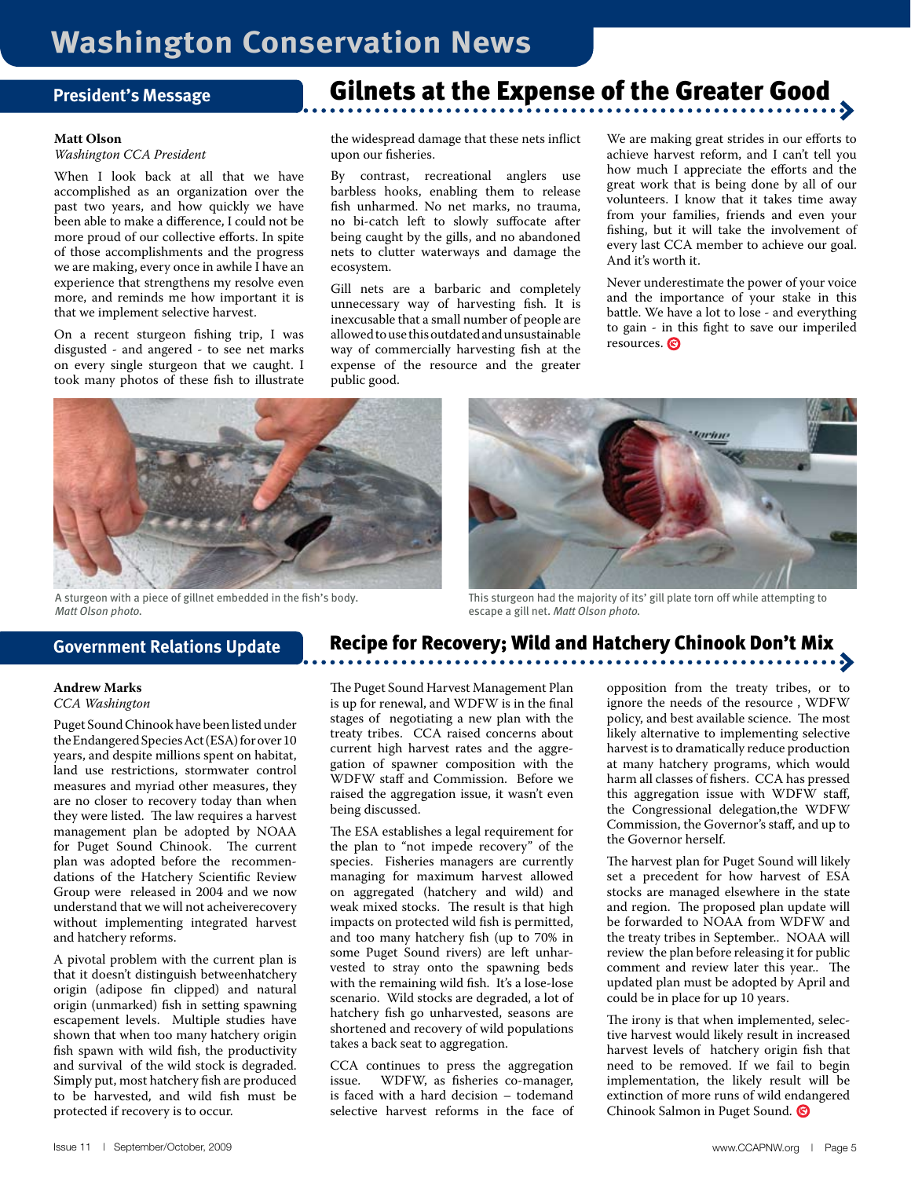# Washington Conservation News

## President's Message

## Gilnets at the Expense of the Greater Good

**Matt Olson**
*Washington CCA President*

When I look back at all that we have accomplished as an organization over the past two years, and how quickly we have been able to make a difference, I could not be more proud of our collective efforts. In spite of those accomplishments and the progress we are making, every once in awhile I have an experience that strengthens my resolve even more, and reminds me how important it is that we implement selective harvest.

On a recent sturgeon fishing trip, I was disgusted - and angered - to see net marks on every single sturgeon that we caught. I took many photos of these fish to illustrate the widespread damage that these nets inflict upon our fisheries.

By contrast, recreational anglers use barbless hooks, enabling them to release fish unharmed. No net marks, no trauma, no bi-catch left to slowly suffocate after being caught by the gills, and no abandoned nets to clutter waterways and damage the ecosystem.

Gill nets are a barbaric and completely unnecessary way of harvesting fish. It is inexcusable that a small number of people are allowed to use this outdated and unsustainable way of commercially harvesting fish at the expense of the resource and the greater public good.

We are making great strides in our efforts to achieve harvest reform, and I can't tell you how much I appreciate the efforts and the great work that is being done by all of our volunteers. I know that it takes time away from your families, friends and even your fishing, but it will take the involvement of every last CCA member to achieve our goal. And it's worth it.

Never underestimate the power of your voice and the importance of your stake in this battle. We have a lot to lose - and everything to gain - in this fight to save our imperiled resources.

A sturgeon with a piece of gillnet embedded in the fish's body. *Matt Olson photo.*

This sturgeon had the majority of its' gill plate torn off while attempting to escape a gill net. *Matt Olson photo.*

## Government Relations Update

## Recipe for Recovery; Wild and Hatchery Chinook Don't Mix

**Andrew Marks**
*CCA Washington*

Puget Sound Chinook have been listed under the Endangered Species Act (ESA) for over 10 years, and despite millions spent on habitat, land use restrictions, stormwater control measures and myriad other measures, they are no closer to recovery today than when they were listed. The law requires a harvest management plan be adopted by NOAA for Puget Sound Chinook. The current plan was adopted before the recommendations of the Hatchery Scientific Review Group were released in 2004 and we now understand that we will not acheiverecovery without implementing integrated harvest and hatchery reforms.

A pivotal problem with the current plan is that it doesn't distinguish betweenhatchery origin (adipose fin clipped) and natural origin (unmarked) fish in setting spawning escapement levels. Multiple studies have shown that when too many hatchery origin fish spawn with wild fish, the productivity and survival of the wild stock is degraded. Simply put, most hatchery fish are produced to be harvested, and wild fish must be protected if recovery is to occur.

The Puget Sound Harvest Management Plan is up for renewal, and WDFW is in the final stages of negotiating a new plan with the treaty tribes. CCA raised concerns about current high harvest rates and the aggregation of spawner composition with the WDFW staff and Commission. Before we raised the aggregation issue, it wasn't even being discussed.

The ESA establishes a legal requirement for the plan to "not impede recovery" of the species. Fisheries managers are currently managing for maximum harvest allowed on aggregated (hatchery and wild) and weak mixed stocks. The result is that high impacts on protected wild fish is permitted, and too many hatchery fish (up to 70% in some Puget Sound rivers) are left unharvested to stray onto the spawning beds with the remaining wild fish. It's a lose-lose scenario. Wild stocks are degraded, a lot of hatchery fish go unharvested, seasons are shortened and recovery of wild populations takes a back seat to aggregation.

CCA continues to press the aggregation issue. WDFW, as fisheries co-manager, is faced with a hard decision – todemand selective harvest reforms in the face of opposition from the treaty tribes, or to ignore the needs of the resource , WDFW policy, and best available science. The most likely alternative to implementing selective harvest is to dramatically reduce production at many hatchery programs, which would harm all classes of fishers. CCA has pressed this aggregation issue with WDFW staff, the Congressional delegation,the WDFW Commission, the Governor's staff, and up to the Governor herself.

The harvest plan for Puget Sound will likely set a precedent for how harvest of ESA stocks are managed elsewhere in the state and region. The proposed plan update will be forwarded to NOAA from WDFW and the treaty tribes in September.. NOAA will review the plan before releasing it for public comment and review later this year.. The updated plan must be adopted by April and could be in place for up 10 years.

The irony is that when implemented, selective harvest would likely result in increased harvest levels of hatchery origin fish that need to be removed. If we fail to begin implementation, the likely result will be extinction of more runs of wild endangered Chinook Salmon in Puget Sound.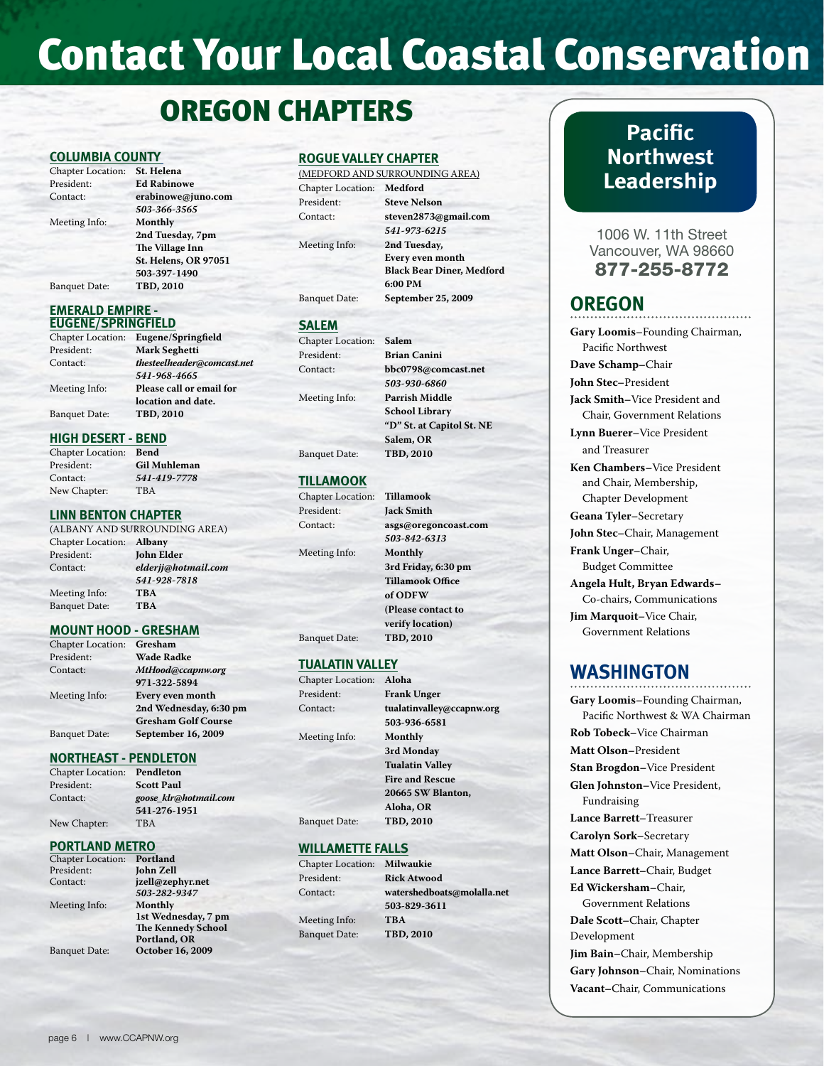# Contact Your Local Coastal Conservation

## OREGON CHAPTERS

### COLUMBIA COUNTY

Chapter Location: **St. Helena**
President: **Ed Rabinowe**
Contact: **erabinowe@juno.com**
***503-366-3565***
Meeting Info: **Monthly**
**2nd Tuesday, 7pm**
**The Village Inn**
**St. Helens, OR 97051**
**503-397-1490**
Banquet Date: **TBD, 2010**

### EMERALD EMPIRE - EUGENE/SPRINGFIELD

Chapter Location: **Eugene/Springfield**
President: **Mark Seghetti**
Contact: ***thesteelheader@comcast.net***
***541-968-4665***
Meeting Info: **Please call or email for location and date.**
Banquet Date: **TBD, 2010**

### HIGH DESERT - BEND

Chapter Location: **Bend**
President: **Gil Muhleman**
Contact: ***541-419-7778***
New Chapter: TBA

### LINN BENTON CHAPTER

(ALBANY AND SURROUNDING AREA)
Chapter Location: **Albany**
President: **John Elder**
Contact: ***elderjj@hotmail.com***
***541-928-7818***
Meeting Info: **TBA**
Banquet Date: **TBA**

### MOUNT HOOD - GRESHAM

Chapter Location: **Gresham**
President: **Wade Radke**
Contact: ***MtHood@ccapnw.org***
**971-322-5894**
Meeting Info: **Every even month**
**2nd Wednesday, 6:30 pm**
**Gresham Golf Course**
Banquet Date: **September 16, 2009**

### NORTHEAST - PENDLETON

Chapter Location: **Pendleton**
President: **Scott Paul**
Contact: ***goose_klr@hotmail.com***
**541-276-1951**
New Chapter: TBA

### PORTLAND METRO

Chapter Location: **Portland**
President: **John Zell**
Contact: **jzell@zephyr.net**
***503-282-9347***
Meeting Info: **Monthly**
**1st Wednesday, 7 pm**
**The Kennedy School**
**Portland, OR**
Banquet Date: **October 16, 2009**

### ROGUE VALLEY CHAPTER

(MEDFORD AND SURROUNDING AREA)
Chapter Location: **Medford**
President: **Steve Nelson**
Contact: **steven2873@gmail.com**
***541-973-6215***
Meeting Info: **2nd Tuesday,**
**Every even month**
**Black Bear Diner, Medford**
**6:00 PM**
Banquet Date: **September 25, 2009**

### SALEM

Chapter Location: **Salem**
President: **Brian Canini**
Contact: **bbc0798@comcast.net**
***503-930-6860***
Meeting Info: **Parrish Middle School Library**
**"D" St. at Capitol St. NE**
**Salem, OR**
Banquet Date: **TBD, 2010**

### TILLAMOOK

Chapter Location: **Tillamook**
President: **Jack Smith**
Contact: **asgs@oregoncoast.com**
***503-842-6313***
Meeting Info: **Monthly**
**3rd Friday, 6:30 pm**
**Tillamook Office of ODFW**
**(Please contact to verify location)**
Banquet Date: **TBD, 2010**

### TUALATIN VALLEY

Chapter Location: **Aloha**
President: **Frank Unger**
Contact: **tualatinvalley@ccapnw.org**
**503-936-6581**
Meeting Info: **Monthly**
**3rd Monday**
**Tualatin Valley Fire and Rescue**
**20665 SW Blanton,**
**Aloha, OR**
Banquet Date: **TBD, 2010**

### WILLAMETTE FALLS

Chapter Location: **Milwaukie**
President: **Rick Atwood**
Contact: **watershedboats@molalla.net**
**503-829-3611**
Meeting Info: **TBA**
Banquet Date: **TBD, 2010**

## Pacific Northwest Leadership

1006 W. 11th Street
Vancouver, WA 98660
**877-255-8772**

### OREGON

**Gary Loomis**–Founding Chairman, Pacific Northwest
**Dave Schamp**–Chair
**John Stec**–President
**Jack Smith**–Vice President and Chair, Government Relations
**Lynn Buerer**–Vice President and Treasurer
**Ken Chambers**–Vice President and Chair, Membership, Chapter Development
**Geana Tyler**–Secretary
**John Stec**–Chair, Management
**Frank Unger**–Chair, Budget Committee
**Angela Hult, Bryan Edwards**–Co-chairs, Communications
**Jim Marquoit**–Vice Chair, Government Relations

### WASHINGTON

**Gary Loomis**–Founding Chairman, Pacific Northwest & WA Chairman
**Rob Tobeck**–Vice Chairman
**Matt Olson**–President
**Stan Brogdon**–Vice President
**Glen Johnston**–Vice President, Fundraising
**Lance Barrett**–Treasurer
**Carolyn Sork**–Secretary
**Matt Olson**–Chair, Management
**Lance Barrett**–Chair, Budget
**Ed Wickersham**–Chair, Government Relations
**Dale Scott**–Chair, Chapter Development
**Jim Bain**–Chair, Membership
**Gary Johnson**–Chair, Nominations
**Vacant**–Chair, Communications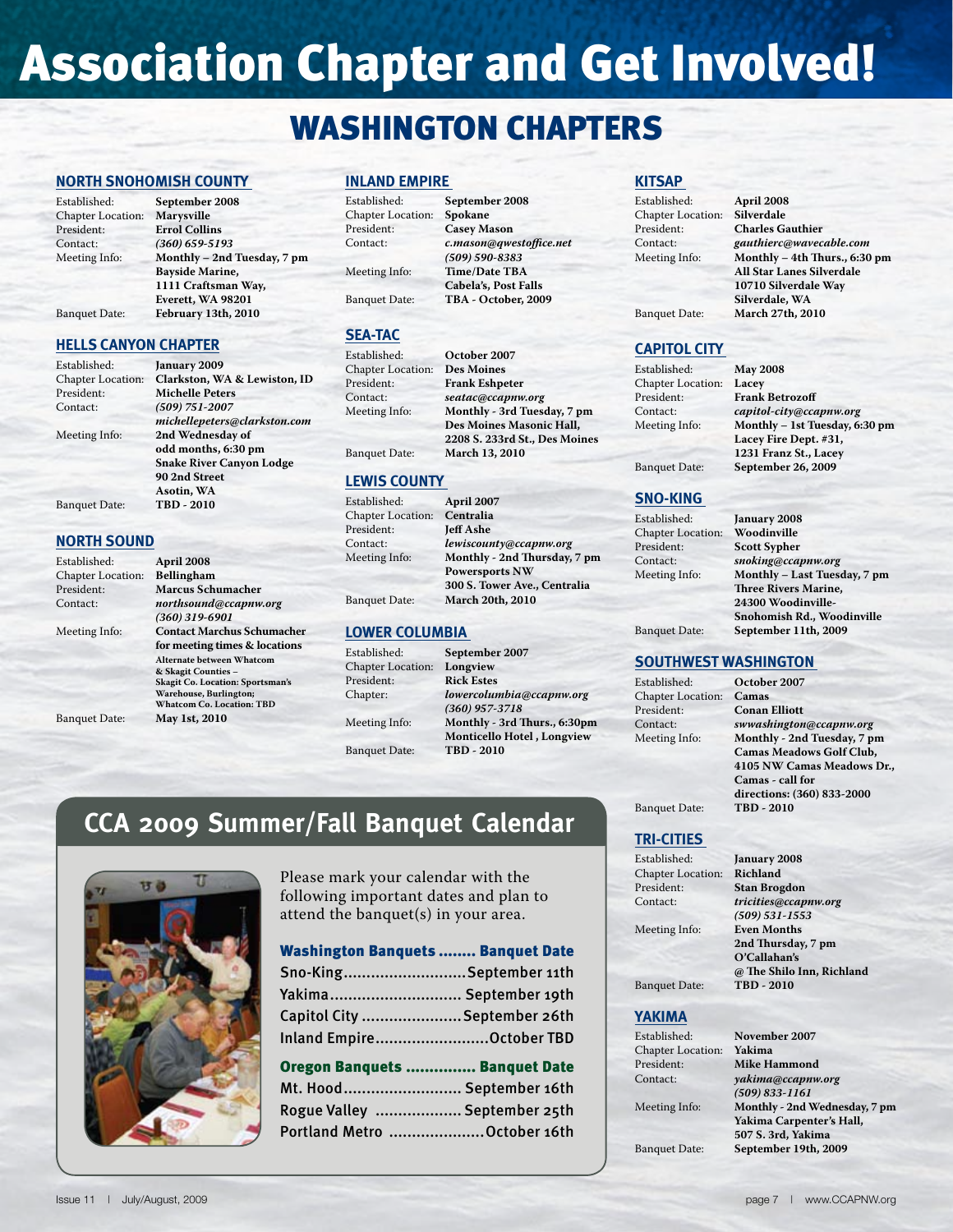# Association Chapter and Get Involved!

## WASHINGTON CHAPTERS

### NORTH SNOHOMISH COUNTY

Established: **September 2008**
Chapter Location: **Marysville**
President: **Errol Collins**
Contact: ***(360) 659-5193***
Meeting Info: **Monthly – 2nd Tuesday, 7 pm**
**Bayside Marine,**
**1111 Craftsman Way,**
**Everett, WA 98201**
Banquet Date: **February 13th, 2010**

### HELLS CANYON CHAPTER

Established: **January 2009**
Chapter Location: **Clarkston, WA & Lewiston, ID**
President: **Michelle Peters**
Contact: ***(509) 751-2007***
***michellepeters@clarkston.com***
Meeting Info: **2nd Wednesday of odd months, 6:30 pm**
**Snake River Canyon Lodge**
**90 2nd Street**
**Asotin, WA**
Banquet Date: **TBD - 2010**

### NORTH SOUND

Established: **April 2008**
Chapter Location: **Bellingham**
President: **Marcus Schumacher**
Contact: ***northsound@ccapnw.org***
***(360) 319-6901***
Meeting Info: **Contact Marchus Schumacher for meeting times & locations**
**Alternate between Whatcom & Skagit Counties – Skagit Co. Location: Sportsman's Warehouse, Burlington; Whatcom Co. Location: TBD**
Banquet Date: **May 1st, 2010**

### INLAND EMPIRE

Established: **September 2008**
Chapter Location: **Spokane**
President: **Casey Mason**
Contact: ***c.mason@qwestoffice.net***
***(509) 590-8383***
Meeting Info: **Time/Date TBA**
**Cabela's, Post Falls**
Banquet Date: **TBA - October, 2009**

### SEA-TAC

Established: **October 2007**
Chapter Location: **Des Moines**
President: **Frank Eshpeter**
Contact: ***seatac@ccapnw.org***
Meeting Info: **Monthly - 3rd Tuesday, 7 pm**
**Des Moines Masonic Hall,**
**2208 S. 233rd St., Des Moines**
Banquet Date: **March 13, 2010**

### LEWIS COUNTY

Established: **April 2007**
Chapter Location: **Centralia**
President: **Jeff Ashe**
Contact: ***lewiscounty@ccapnw.org***
Meeting Info: **Monthly - 2nd Thursday, 7 pm**
**Powersports NW**
**300 S. Tower Ave., Centralia**
Banquet Date: **March 20th, 2010**

### LOWER COLUMBIA

Established: **September 2007**
Chapter Location: **Longview**
President: **Rick Estes**
Chapter: ***lowercolumbia@ccapnw.org***
***(360) 957-3718***
Meeting Info: **Monthly - 3rd Thurs., 6:30pm**
**Monticello Hotel , Longview**
Banquet Date: **TBD - 2010**

### KITSAP

Established: **April 2008**
Chapter Location: **Silverdale**
President: **Charles Gauthier**
Contact: ***gauthierc@wavecable.com***
Meeting Info: **Monthly – 4th Thurs., 6:30 pm**
**All Star Lanes Silverdale**
**10710 Silverdale Way**
**Silverdale, WA**
Banquet Date: **March 27th, 2010**

### CAPITOL CITY

Established: **May 2008**
Chapter Location: **Lacey**
President: **Frank Betrozoff**
Contact: ***capitol-city@ccapnw.org***
Meeting Info: **Monthly – 1st Tuesday, 6:30 pm**
**Lacey Fire Dept. #31,**
**1231 Franz St., Lacey**
Banquet Date: **September 26, 2009**

### SNO-KING

Established: **January 2008**
Chapter Location: **Woodinville**
President: **Scott Sypher**
Contact: ***snoking@ccapnw.org***
Meeting Info: **Monthly – Last Tuesday, 7 pm**
**Three Rivers Marine,**
**24300 Woodinville-Snohomish Rd., Woodinville**
Banquet Date: **September 11th, 2009**

### SOUTHWEST WASHINGTON

Established: **October 2007**
Chapter Location: **Camas**
President: **Conan Elliott**
Contact: ***swwashington@ccapnw.org***
Meeting Info: **Monthly - 2nd Tuesday, 7 pm**
**Camas Meadows Golf Club,**
**4105 NW Camas Meadows Dr., Camas - call for directions: (360) 833-2000**
Banquet Date: **TBD - 2010**

### TRI-CITIES

Established: **January 2008**
Chapter Location: **Richland**
President: **Stan Brogdon**
Contact: ***tricities@ccapnw.org***
***(509) 531-1553***
Meeting Info: **Even Months**
**2nd Thursday, 7 pm**
**O'Callahan's**
**@ The Shilo Inn, Richland**
Banquet Date: **TBD - 2010**

### YAKIMA

Established: **November 2007**
Chapter Location: **Yakima**
President: **Mike Hammond**
Contact: ***yakima@ccapnw.org***
***(509) 833-1161***
Meeting Info: **Monthly - 2nd Wednesday, 7 pm**
**Yakima Carpenter's Hall,**
**507 S. 3rd, Yakima**
Banquet Date: **September 19th, 2009**

## CCA 2009 Summer/Fall Banquet Calendar

Please mark your calendar with the following important dates and plan to attend the banquet(s) in your area.

| Washington Banquets | Banquet Date |
|---|---|
| Sno-King | September 11th |
| Yakima | September 19th |
| Capitol City | September 26th |
| Inland Empire | October TBD |

| Oregon Banquets | Banquet Date |
|---|---|
| Mt. Hood | September 16th |
| Rogue Valley | September 25th |
| Portland Metro | October 16th |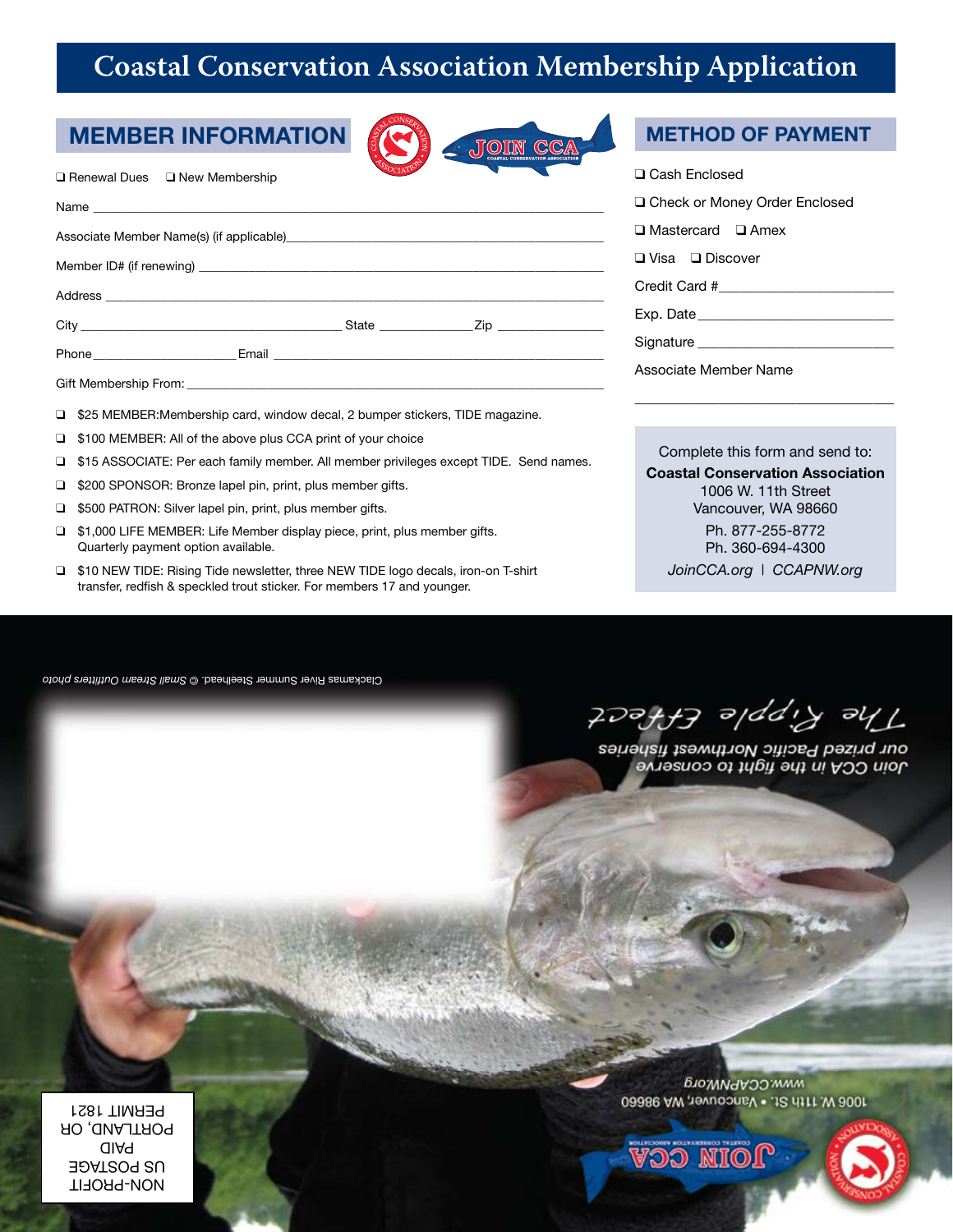# Coastal Conservation Association Membership Application

## MEMBER INFORMATION

❑ Renewal Dues ❑ New Membership

Name ______________________________

Associate Member Name(s) (if applicable)______________________________

Member ID# (if renewing) ______________________________

Address ______________________________

City ______________________________ State ____________ Zip ______________

Phone____________________ Email ______________________________

Gift Membership From: ______________________________

- ❑ $25 MEMBER:Membership card, window decal, 2 bumper stickers, TIDE magazine.
- ❑ $100 MEMBER: All of the above plus CCA print of your choice
- ❑ $15 ASSOCIATE: Per each family member. All member privileges except TIDE. Send names.
- ❑ $200 SPONSOR: Bronze lapel pin, print, plus member gifts.
- ❑ $500 PATRON: Silver lapel pin, print, plus member gifts.
- ❑ $1,000 LIFE MEMBER: Life Member display piece, print, plus member gifts. Quarterly payment option available.
- ❑ $10 NEW TIDE: Rising Tide newsletter, three NEW TIDE logo decals, iron-on T-shirt transfer, redfish & speckled trout sticker. For members 17 and younger.

## METHOD OF PAYMENT

❑ Cash Enclosed

❑ Check or Money Order Enclosed

❑ Mastercard ❑ Amex

❑ Visa ❑ Discover

Credit Card #______________________

Exp. Date______________________

Signature ______________________

Associate Member Name

______________________________

Complete this form and send to:
**Coastal Conservation Association**
1006 W. 11th Street
Vancouver, WA 98660
Ph. 877-255-8772
Ph. 360-694-4300
*JoinCCA.org | CCAPNW.org*

Clackamas River Summer Steelhead. © Small Stream Outfitters photo

*The Ripple Effect*

*Join CCA in the fight to conserve our prized Pacific Northwest fisheries*

www.CCAPNW.org
1006 W. 11th St. • Vancouver, WA 98660

NON-PROFIT
US POSTAGE
PAID
PORTLAND, OR
PERMIT 1821